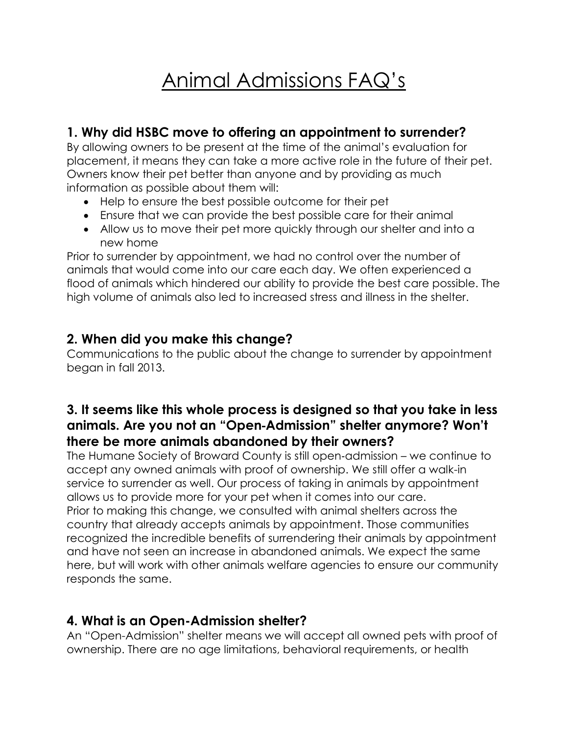# Animal Admissions FAQ's

### 1. Why did HSBC move to offering an appointment to surrender?

By allowing owners to be present at the time of the animal's evaluation for placement, it means they can take a more active role in the future of their pet. Owners know their pet better than anyone and by providing as much information as possible about them will:

- Help to ensure the best possible outcome for their pet
- Ensure that we can provide the best possible care for their animal
- Allow us to move their pet more quickly through our shelter and into a new home

Prior to surrender by appointment, we had no control over the number of animals that would come into our care each day. We often experienced a flood of animals which hindered our ability to provide the best care possible. The high volume of animals also led to increased stress and illness in the shelter.

### 2. When did you make this change?

Communications to the public about the change to surrender by appointment began in fall 2013.

### 3. It seems like this whole process is designed so that you take in less animals. Are you not an "Open-Admission" shelter anymore? Won't there be more animals abandoned by their owners?

The Humane Society of Broward County is still open-admission – we continue to accept any owned animals with proof of ownership. We still offer a walk-in service to surrender as well. Our process of taking in animals by appointment allows us to provide more for your pet when it comes into our care.

Prior to making this change, we consulted with animal shelters across the country that already accepts animals by appointment. Those communities recognized the incredible benefits of surrendering their animals by appointment and have not seen an increase in abandoned animals. We expect the same here, but will work with other animals welfare agencies to ensure our community responds the same.

### 4. What is an Open-Admission shelter?

An "Open-Admission" shelter means we will accept all owned pets with proof of ownership. There are no age limitations, behavioral requirements, or health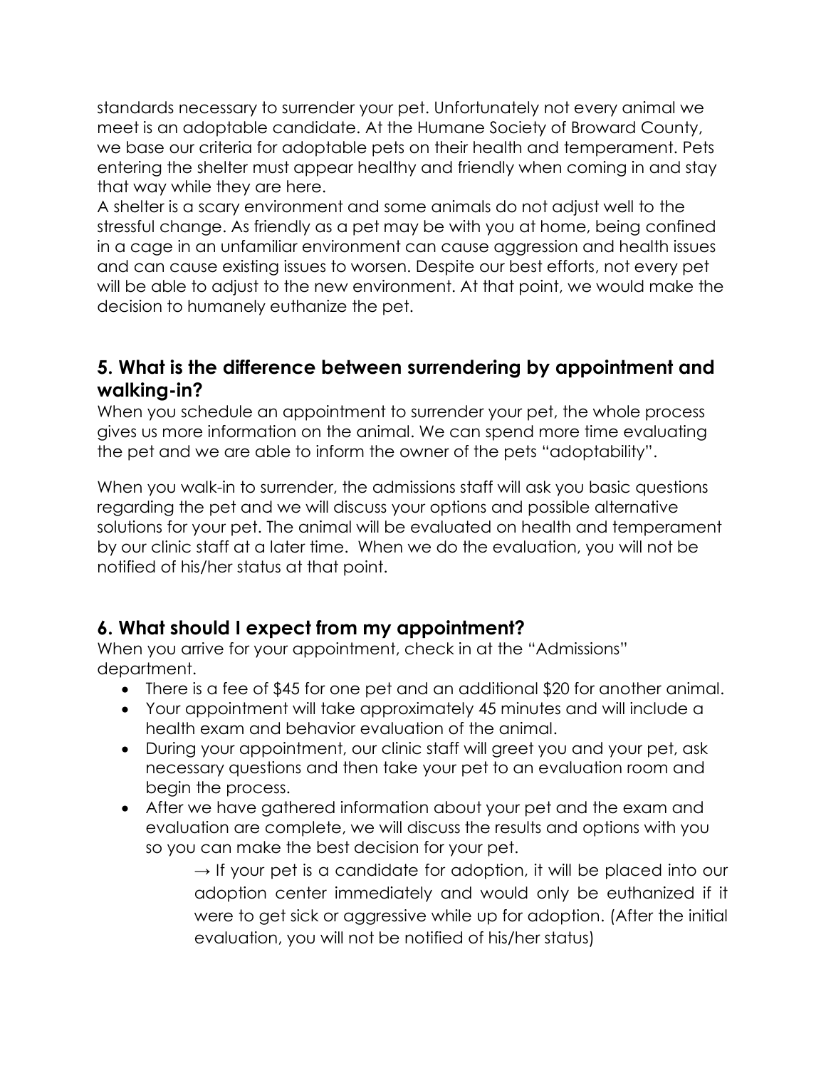standards necessary to surrender your pet. Unfortunately not every animal we meet is an adoptable candidate. At the Humane Society of Broward County, we base our criteria for adoptable pets on their health and temperament. Pets entering the shelter must appear healthy and friendly when coming in and stay that way while they are here.

A shelter is a scary environment and some animals do not adjust well to the stressful change. As friendly as a pet may be with you at home, being confined in a cage in an unfamiliar environment can cause aggression and health issues and can cause existing issues to worsen. Despite our best efforts, not every pet will be able to adjust to the new environment. At that point, we would make the decision to humanely euthanize the pet.

## 5. What is the difference between surrendering by appointment and walking-in?

When you schedule an appointment to surrender your pet, the whole process gives us more information on the animal. We can spend more time evaluating the pet and we are able to inform the owner of the pets "adoptability".

When you walk-in to surrender, the admissions staff will ask you basic questions regarding the pet and we will discuss your options and possible alternative solutions for your pet. The animal will be evaluated on health and temperament by our clinic staff at a later time. When we do the evaluation, you will not be notified of his/her status at that point.

## 6. What should I expect from my appointment?

When you arrive for your appointment, check in at the "Admissions" department.

- There is a fee of $45 for one pet and an additional $20 for another animal.
- Your appointment will take approximately 45 minutes and will include a health exam and behavior evaluation of the animal.
- During your appointment, our clinic staff will greet you and your pet, ask necessary questions and then take your pet to an evaluation room and begin the process.
- After we have gathered information about your pet and the exam and evaluation are complete, we will discuss the results and options with you so you can make the best decision for your pet.

    → If your pet is a candidate for adoption, it will be placed into our adoption center immediately and would only be euthanized if it were to get sick or aggressive while up for adoption. (After the initial evaluation, you will not be notified of his/her status)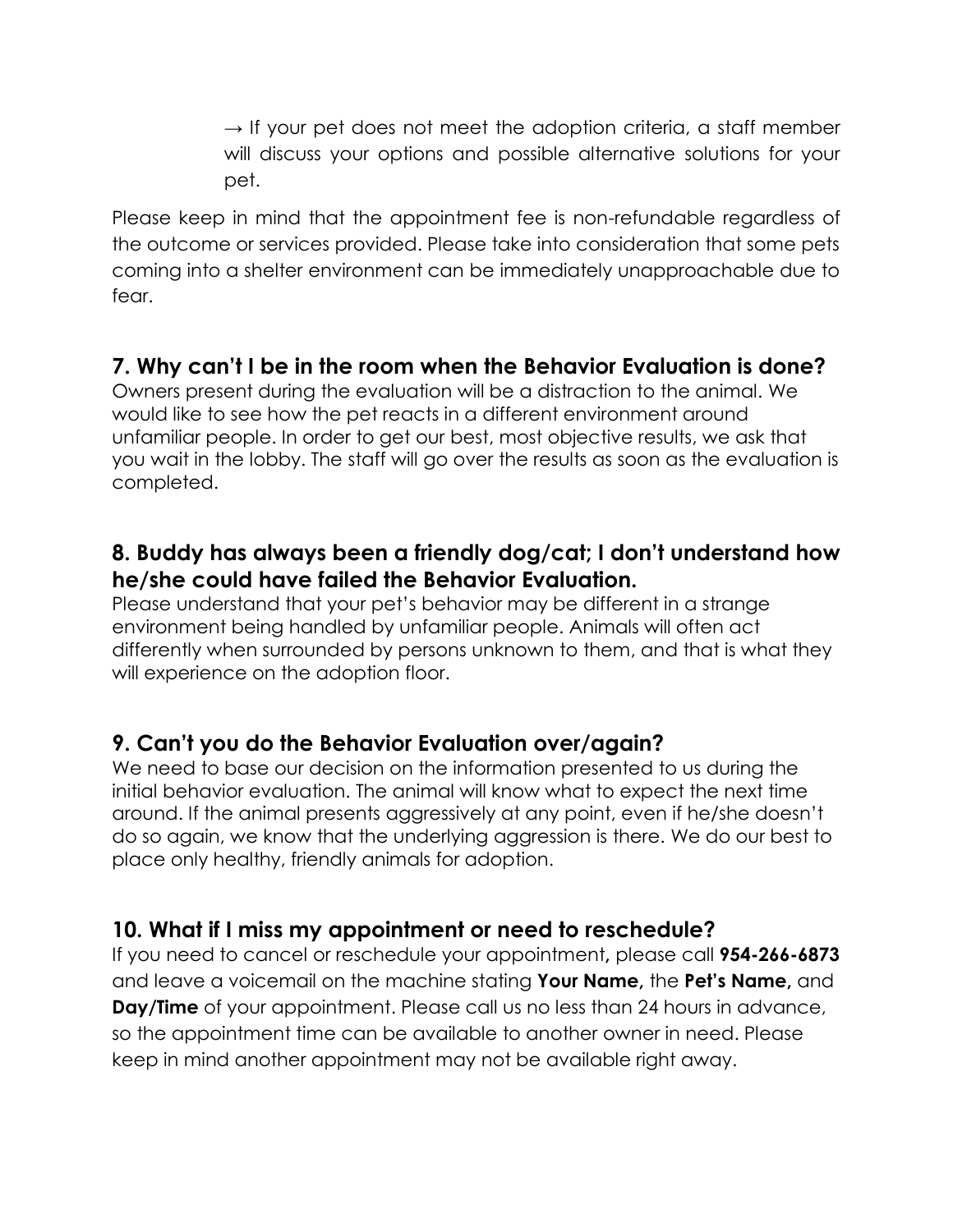→ If your pet does not meet the adoption criteria, a staff member will discuss your options and possible alternative solutions for your pet.

Please keep in mind that the appointment fee is non-refundable regardless of the outcome or services provided. Please take into consideration that some pets coming into a shelter environment can be immediately unapproachable due to fear.

## 7. Why can't I be in the room when the Behavior Evaluation is done?

Owners present during the evaluation will be a distraction to the animal. We would like to see how the pet reacts in a different environment around unfamiliar people. In order to get our best, most objective results, we ask that you wait in the lobby. The staff will go over the results as soon as the evaluation is completed.

## 8. Buddy has always been a friendly dog/cat; I don't understand how he/she could have failed the Behavior Evaluation.

Please understand that your pet's behavior may be different in a strange environment being handled by unfamiliar people. Animals will often act differently when surrounded by persons unknown to them, and that is what they will experience on the adoption floor.

## 9. Can't you do the Behavior Evaluation over/again?

We need to base our decision on the information presented to us during the initial behavior evaluation. The animal will know what to expect the next time around. If the animal presents aggressively at any point, even if he/she doesn't do so again, we know that the underlying aggression is there. We do our best to place only healthy, friendly animals for adoption.

## 10. What if I miss my appointment or need to reschedule?

If you need to cancel or reschedule your appointment, please call **954-266-6873** and leave a voicemail on the machine stating **Your Name,** the **Pet's Name,** and **Day/Time** of your appointment. Please call us no less than 24 hours in advance, so the appointment time can be available to another owner in need. Please keep in mind another appointment may not be available right away.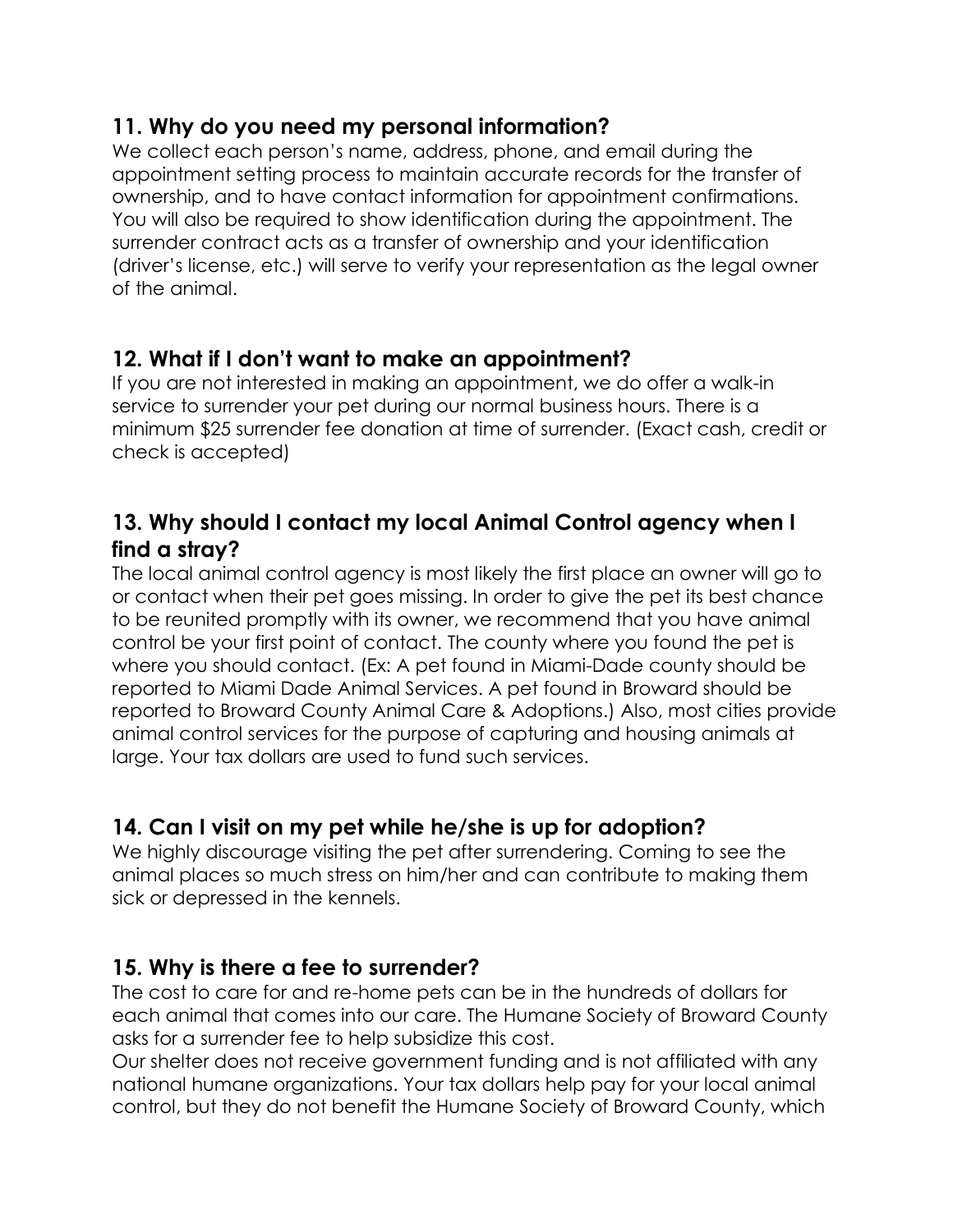## 11. Why do you need my personal information?

We collect each person's name, address, phone, and email during the appointment setting process to maintain accurate records for the transfer of ownership, and to have contact information for appointment confirmations. You will also be required to show identification during the appointment. The surrender contract acts as a transfer of ownership and your identification (driver's license, etc.) will serve to verify your representation as the legal owner of the animal.

## 12. What if I don't want to make an appointment?

If you are not interested in making an appointment, we do offer a walk-in service to surrender your pet during our normal business hours. There is a minimum $25 surrender fee donation at time of surrender. (Exact cash, credit or check is accepted)

## 13. Why should I contact my local Animal Control agency when I find a stray?

The local animal control agency is most likely the first place an owner will go to or contact when their pet goes missing. In order to give the pet its best chance to be reunited promptly with its owner, we recommend that you have animal control be your first point of contact. The county where you found the pet is where you should contact. (Ex: A pet found in Miami-Dade county should be reported to Miami Dade Animal Services. A pet found in Broward should be reported to Broward County Animal Care & Adoptions.) Also, most cities provide animal control services for the purpose of capturing and housing animals at large. Your tax dollars are used to fund such services.

## 14. Can I visit on my pet while he/she is up for adoption?

We highly discourage visiting the pet after surrendering. Coming to see the animal places so much stress on him/her and can contribute to making them sick or depressed in the kennels.

## 15. Why is there a fee to surrender?

The cost to care for and re-home pets can be in the hundreds of dollars for each animal that comes into our care. The Humane Society of Broward County asks for a surrender fee to help subsidize this cost.

Our shelter does not receive government funding and is not affiliated with any national humane organizations. Your tax dollars help pay for your local animal control, but they do not benefit the Humane Society of Broward County, which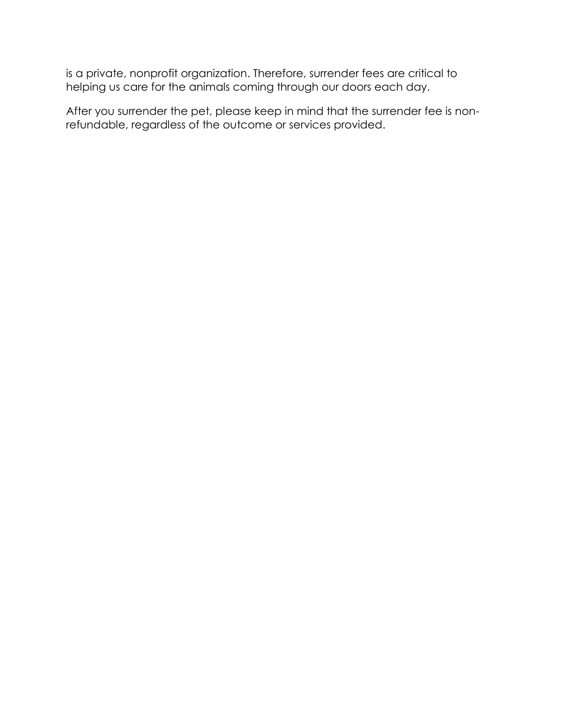is a private, nonprofit organization. Therefore, surrender fees are critical to helping us care for the animals coming through our doors each day.

After you surrender the pet, please keep in mind that the surrender fee is non-refundable, regardless of the outcome or services provided.